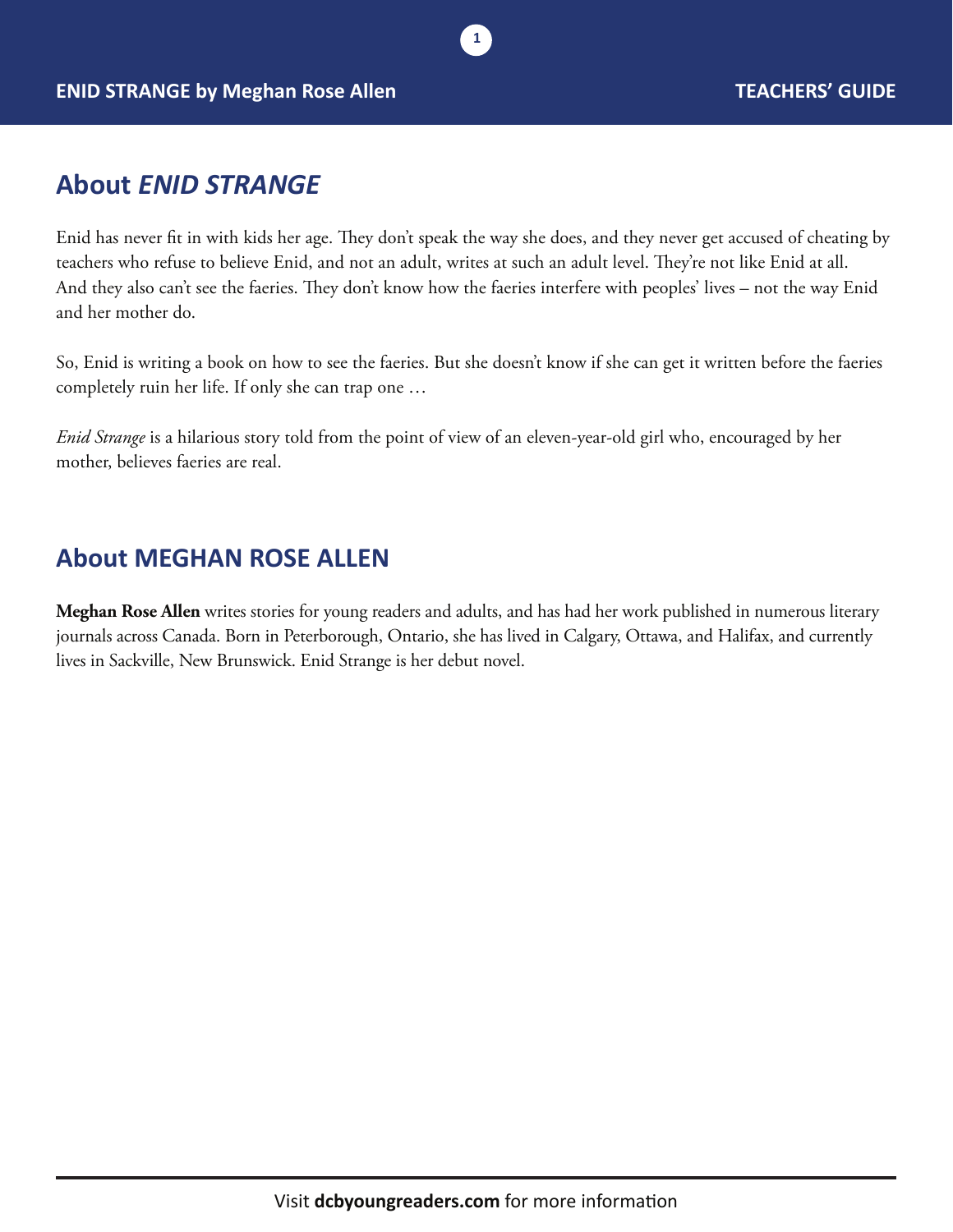## About *ENID STRANGE*

Enid has never fit in with kids her age. They don't speak the way she does, and they never get accused of cheating by teachers who refuse to believe Enid, and not an adult, writes at such an adult level. They're not like Enid at all. And they also can't see the faeries. They don't know how the faeries interfere with peoples' lives – not the way Enid and her mother do.

So, Enid is writing a book on how to see the faeries. But she doesn't know if she can get it written before the faeries completely ruin her life. If only she can trap one …

*Enid Strange* is a hilarious story told from the point of view of an eleven-year-old girl who, encouraged by her mother, believes faeries are real.

## About MEGHAN ROSE ALLEN

**Meghan Rose Allen** writes stories for young readers and adults, and has had her work published in numerous literary journals across Canada. Born in Peterborough, Ontario, she has lived in Calgary, Ottawa, and Halifax, and currently lives in Sackville, New Brunswick. Enid Strange is her debut novel.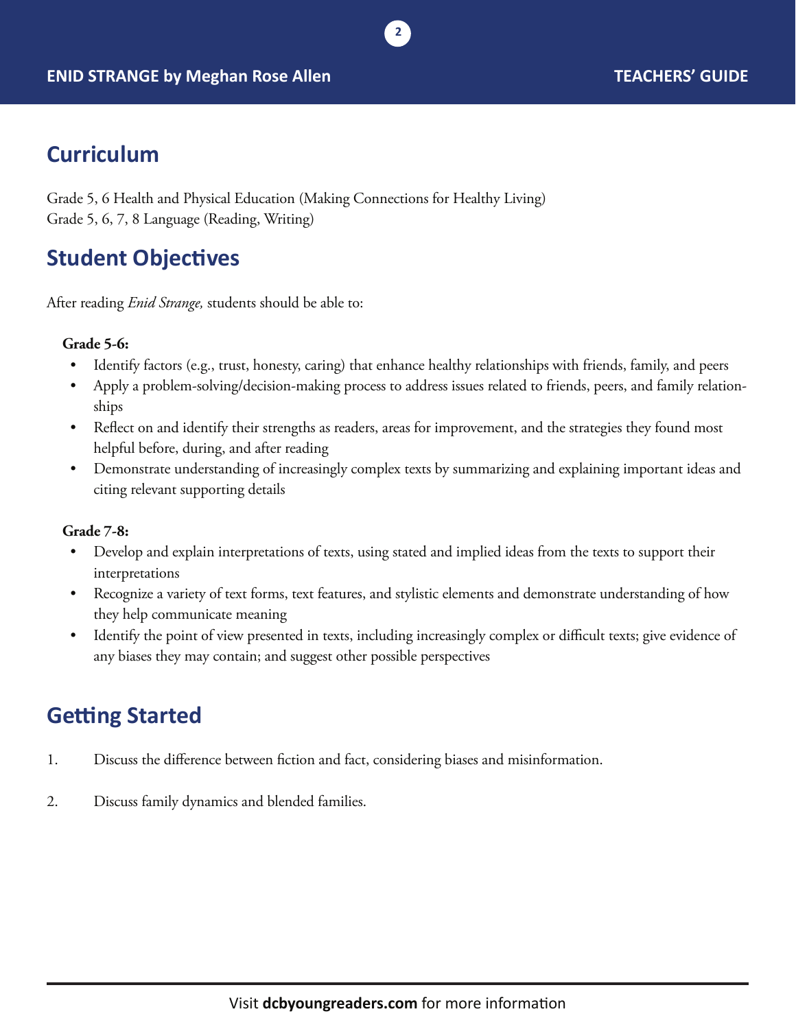## Curriculum

Grade 5, 6 Health and Physical Education (Making Connections for Healthy Living)
Grade 5, 6, 7, 8 Language (Reading, Writing)

## Student Objectives

After reading *Enid Strange,* students should be able to:

**Grade 5-6:**

- Identify factors (e.g., trust, honesty, caring) that enhance healthy relationships with friends, family, and peers
- Apply a problem-solving/decision-making process to address issues related to friends, peers, and family relationships
- Reflect on and identify their strengths as readers, areas for improvement, and the strategies they found most helpful before, during, and after reading
- Demonstrate understanding of increasingly complex texts by summarizing and explaining important ideas and citing relevant supporting details

**Grade 7-8:**

- Develop and explain interpretations of texts, using stated and implied ideas from the texts to support their interpretations
- Recognize a variety of text forms, text features, and stylistic elements and demonstrate understanding of how they help communicate meaning
- Identify the point of view presented in texts, including increasingly complex or difficult texts; give evidence of any biases they may contain; and suggest other possible perspectives

## Getting Started

1. Discuss the difference between fiction and fact, considering biases and misinformation.

2. Discuss family dynamics and blended families.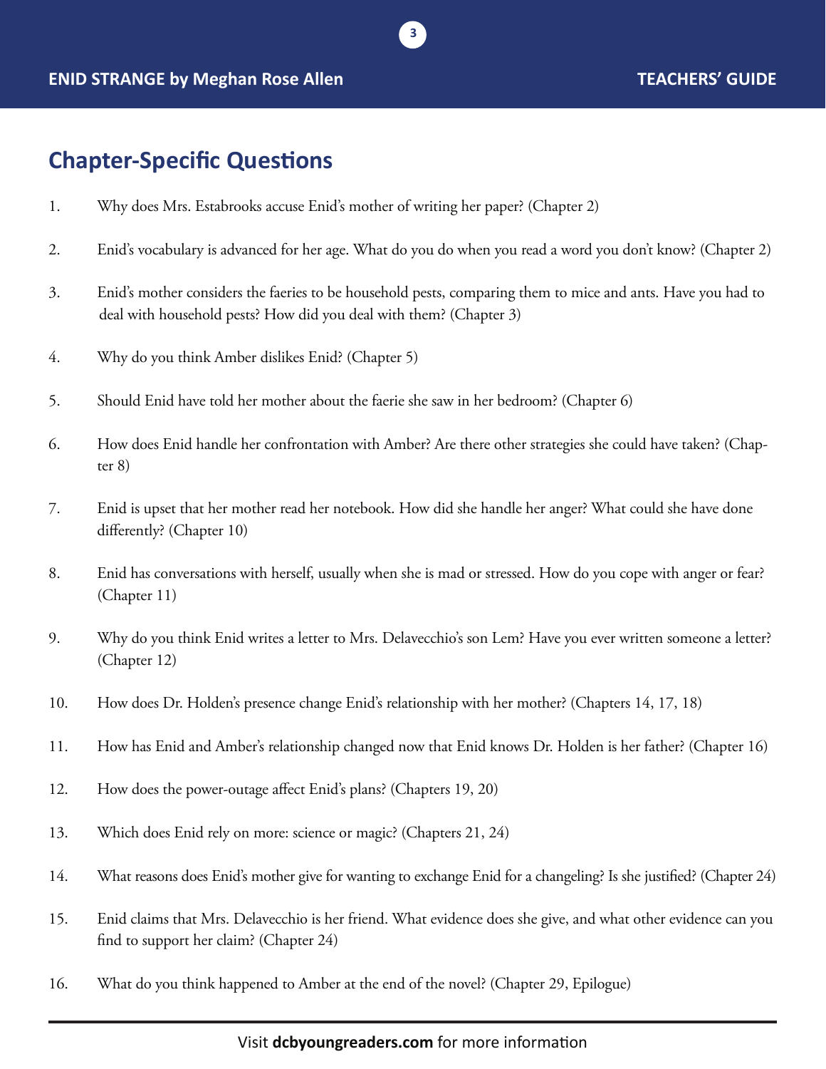## Chapter-Specific Questions

1. Why does Mrs. Estabrooks accuse Enid's mother of writing her paper? (Chapter 2)

2. Enid's vocabulary is advanced for her age. What do you do when you read a word you don't know? (Chapter 2)

3. Enid's mother considers the faeries to be household pests, comparing them to mice and ants. Have you had to deal with household pests? How did you deal with them? (Chapter 3)

4. Why do you think Amber dislikes Enid? (Chapter 5)

5. Should Enid have told her mother about the faerie she saw in her bedroom? (Chapter 6)

6. How does Enid handle her confrontation with Amber? Are there other strategies she could have taken? (Chapter 8)

7. Enid is upset that her mother read her notebook. How did she handle her anger? What could she have done differently? (Chapter 10)

8. Enid has conversations with herself, usually when she is mad or stressed. How do you cope with anger or fear? (Chapter 11)

9. Why do you think Enid writes a letter to Mrs. Delavecchio's son Lem? Have you ever written someone a letter? (Chapter 12)

10. How does Dr. Holden's presence change Enid's relationship with her mother? (Chapters 14, 17, 18)

11. How has Enid and Amber's relationship changed now that Enid knows Dr. Holden is her father? (Chapter 16)

12. How does the power-outage affect Enid's plans? (Chapters 19, 20)

13. Which does Enid rely on more: science or magic? (Chapters 21, 24)

14. What reasons does Enid's mother give for wanting to exchange Enid for a changeling? Is she justified? (Chapter 24)

15. Enid claims that Mrs. Delavecchio is her friend. What evidence does she give, and what other evidence can you find to support her claim? (Chapter 24)

16. What do you think happened to Amber at the end of the novel? (Chapter 29, Epilogue)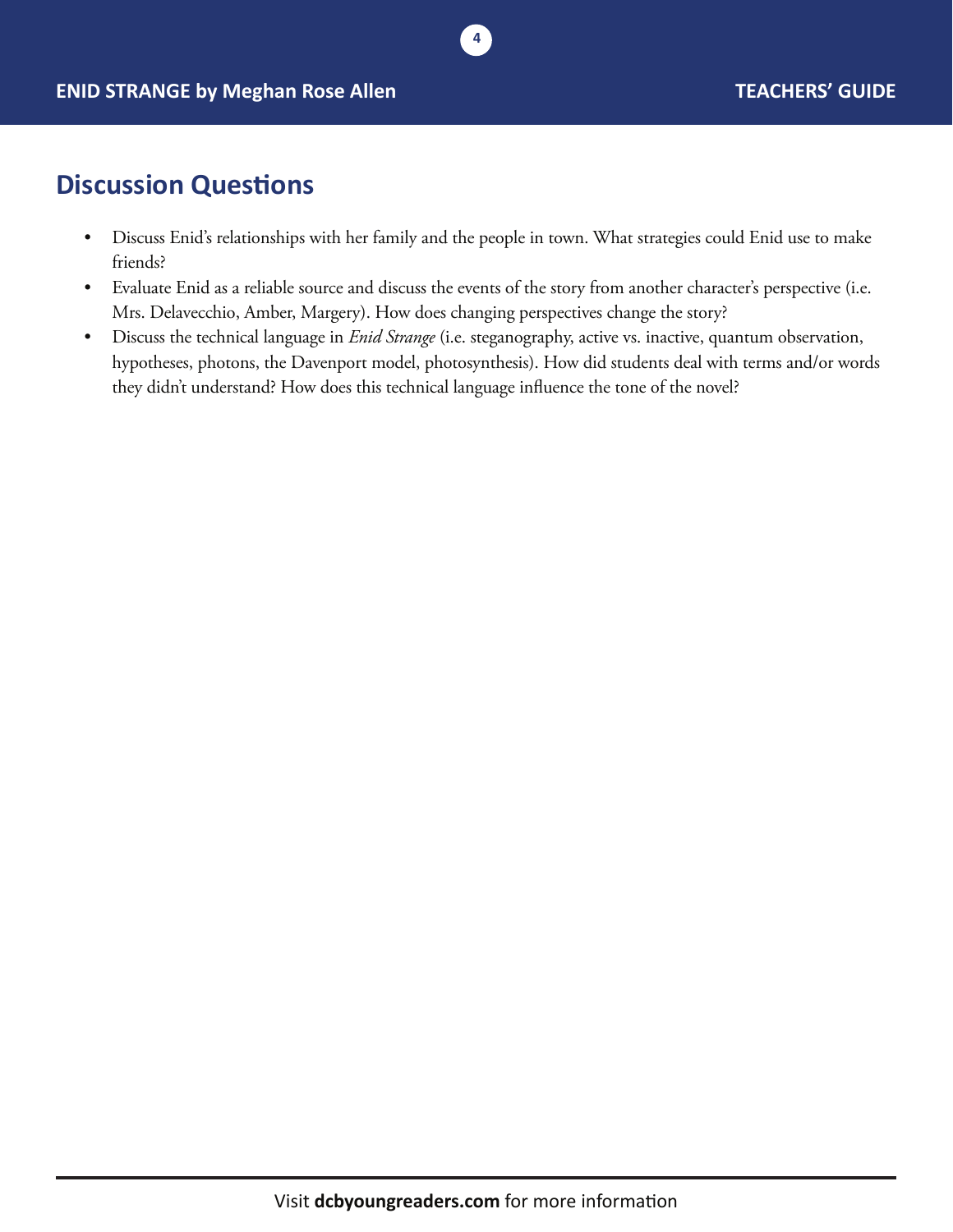## Discussion Questions

- Discuss Enid's relationships with her family and the people in town. What strategies could Enid use to make friends?
- Evaluate Enid as a reliable source and discuss the events of the story from another character's perspective (i.e. Mrs. Delavecchio, Amber, Margery). How does changing perspectives change the story?
- Discuss the technical language in *Enid Strange* (i.e. steganography, active vs. inactive, quantum observation, hypotheses, photons, the Davenport model, photosynthesis). How did students deal with terms and/or words they didn't understand? How does this technical language influence the tone of the novel?